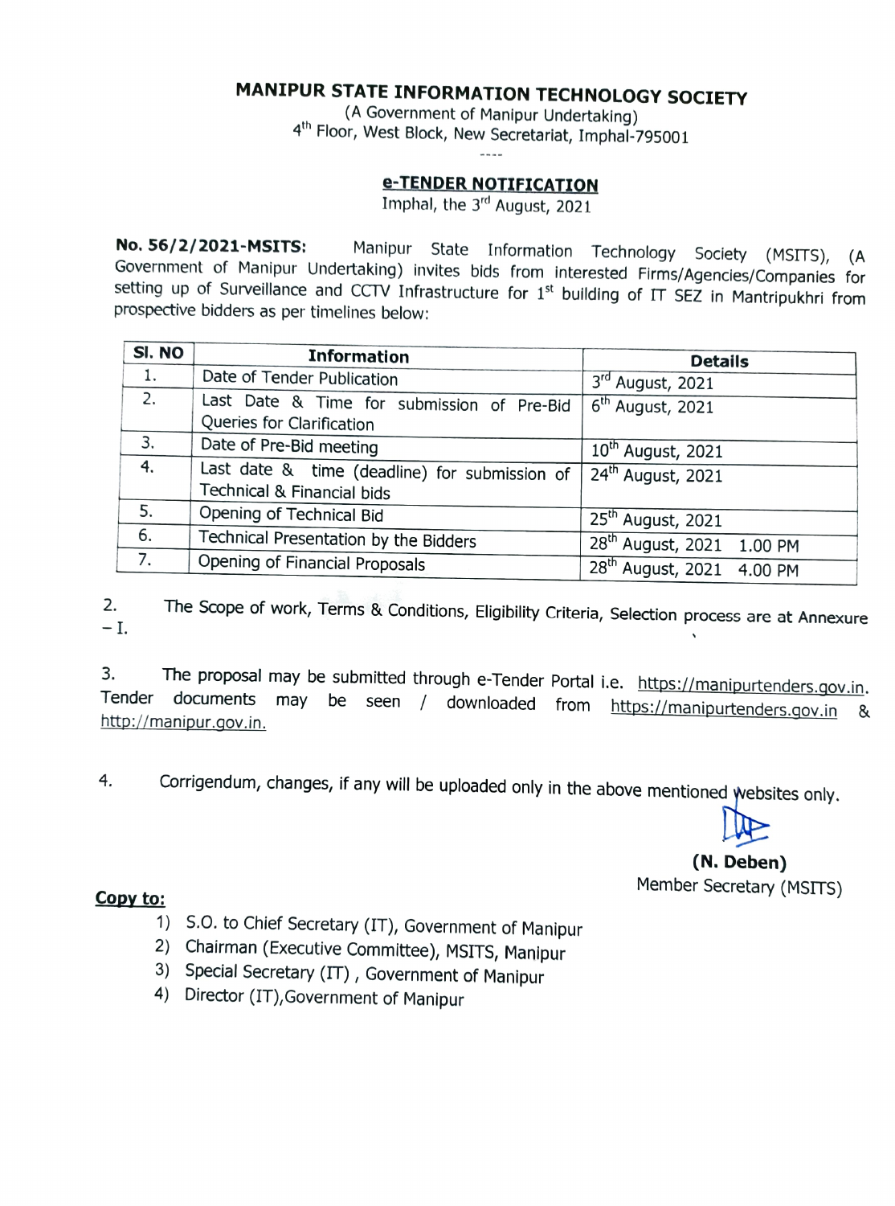# MANIPUR STATE INFORMATION TECHNOLOGY SOCIETY

(A Government of Manipur Undertaking)
4th Floor, West Block, New Secretariat, Imphal-795001

----

## e-TENDER NOTIFICATION

Imphal, the 3rd August, 2021

**No. 56/2/2021-MSITS:** Manipur State Information Technology Society (MSITS), (A Government of Manipur Undertaking) invites bids from interested Firms/Agencies/Companies for setting up of Surveillance and CCTV Infrastructure for 1st building of IT SEZ in Mantripukhri from prospective bidders as per timelines below:

| Sl. NO | Information | Details |
|---|---|---|
| 1. | Date of Tender Publication | 3rd August, 2021 |
| 2. | Last Date & Time for submission of Pre-Bid Queries for Clarification | 6th August, 2021 |
| 3. | Date of Pre-Bid meeting | 10th August, 2021 |
| 4. | Last date & time (deadline) for submission of Technical & Financial bids | 24th August, 2021 |
| 5. | Opening of Technical Bid | 25th August, 2021 |
| 6. | Technical Presentation by the Bidders | 28th August, 2021 1.00 PM |
| 7. | Opening of Financial Proposals | 28th August, 2021 4.00 PM |

2. The Scope of work, Terms & Conditions, Eligibility Criteria, Selection process are at Annexure – I.

3. The proposal may be submitted through e-Tender Portal i.e. https://manipurtenders.gov.in. Tender documents may be seen / downloaded from https://manipurtenders.gov.in & http://manipur.gov.in.

4. Corrigendum, changes, if any will be uploaded only in the above mentioned websites only.

**(N. Deben)**
Member Secretary (MSITS)

**Copy to:**

1) S.O. to Chief Secretary (IT), Government of Manipur
2) Chairman (Executive Committee), MSITS, Manipur
3) Special Secretary (IT) , Government of Manipur
4) Director (IT),Government of Manipur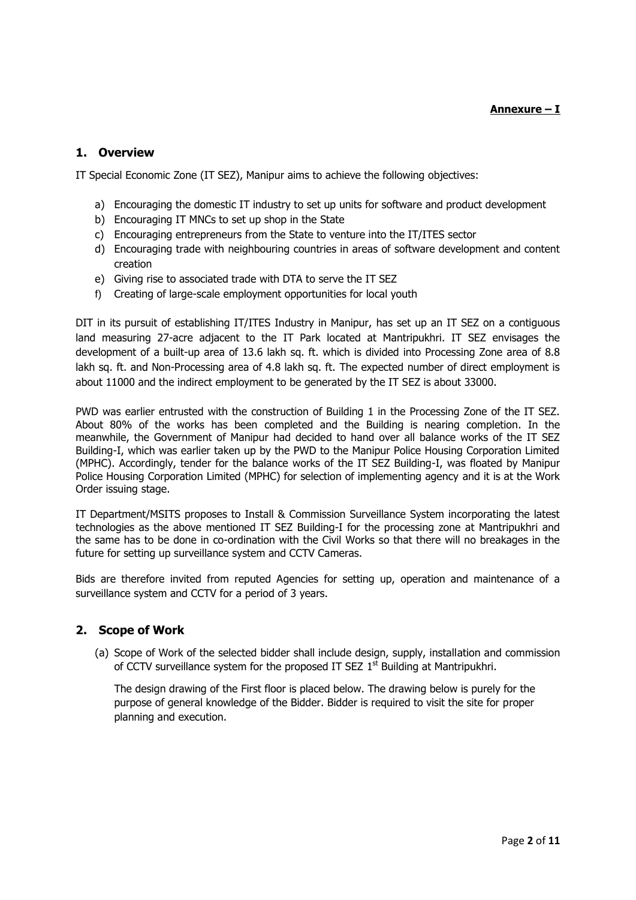**Annexure – I**

## 1. Overview

IT Special Economic Zone (IT SEZ), Manipur aims to achieve the following objectives:

a) Encouraging the domestic IT industry to set up units for software and product development
b) Encouraging IT MNCs to set up shop in the State
c) Encouraging entrepreneurs from the State to venture into the IT/ITES sector
d) Encouraging trade with neighbouring countries in areas of software development and content creation
e) Giving rise to associated trade with DTA to serve the IT SEZ
f) Creating of large-scale employment opportunities for local youth

DIT in its pursuit of establishing IT/ITES Industry in Manipur, has set up an IT SEZ on a contiguous land measuring 27-acre adjacent to the IT Park located at Mantripukhri. IT SEZ envisages the development of a built-up area of 13.6 lakh sq. ft. which is divided into Processing Zone area of 8.8 lakh sq. ft. and Non-Processing area of 4.8 lakh sq. ft. The expected number of direct employment is about 11000 and the indirect employment to be generated by the IT SEZ is about 33000.

PWD was earlier entrusted with the construction of Building 1 in the Processing Zone of the IT SEZ. About 80% of the works has been completed and the Building is nearing completion. In the meanwhile, the Government of Manipur had decided to hand over all balance works of the IT SEZ Building-I, which was earlier taken up by the PWD to the Manipur Police Housing Corporation Limited (MPHC). Accordingly, tender for the balance works of the IT SEZ Building-I, was floated by Manipur Police Housing Corporation Limited (MPHC) for selection of implementing agency and it is at the Work Order issuing stage.

IT Department/MSITS proposes to Install & Commission Surveillance System incorporating the latest technologies as the above mentioned IT SEZ Building-I for the processing zone at Mantripukhri and the same has to be done in co-ordination with the Civil Works so that there will no breakages in the future for setting up surveillance system and CCTV Cameras.

Bids are therefore invited from reputed Agencies for setting up, operation and maintenance of a surveillance system and CCTV for a period of 3 years.

## 2. Scope of Work

(a) Scope of Work of the selected bidder shall include design, supply, installation and commission of CCTV surveillance system for the proposed IT SEZ 1st Building at Mantripukhri.

The design drawing of the First floor is placed below. The drawing below is purely for the purpose of general knowledge of the Bidder. Bidder is required to visit the site for proper planning and execution.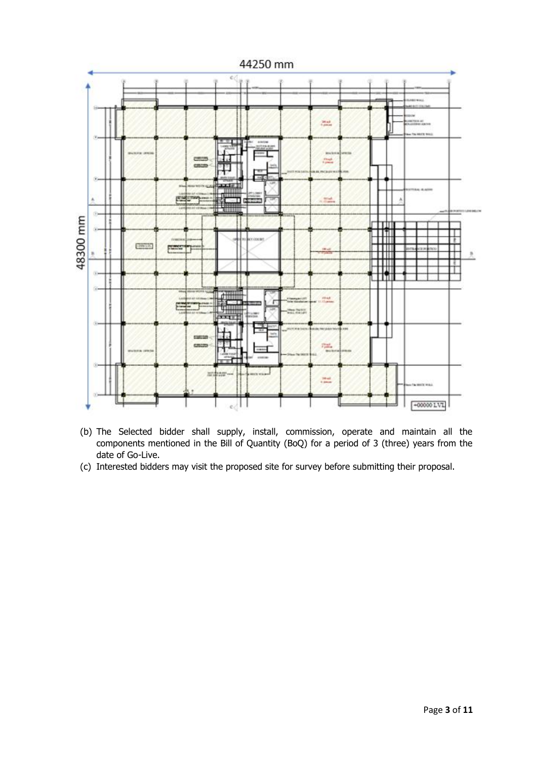44250 mm

48300 mm

(b) The Selected bidder shall supply, install, commission, operate and maintain all the components mentioned in the Bill of Quantity (BoQ) for a period of 3 (three) years from the date of Go-Live.

(c) Interested bidders may visit the proposed site for survey before submitting their proposal.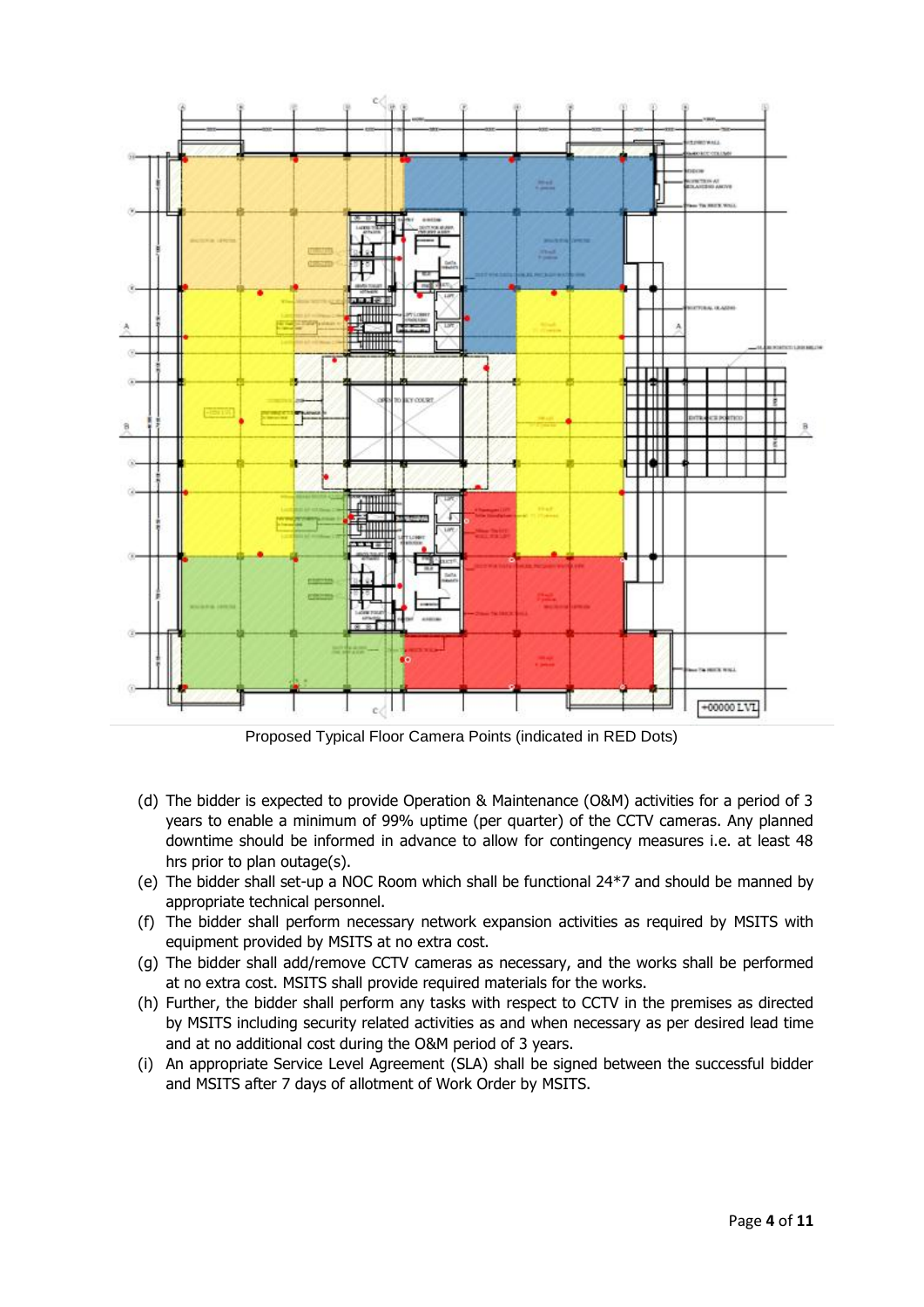Proposed Typical Floor Camera Points (indicated in RED Dots)

(d) The bidder is expected to provide Operation & Maintenance (O&M) activities for a period of 3 years to enable a minimum of 99% uptime (per quarter) of the CCTV cameras. Any planned downtime should be informed in advance to allow for contingency measures i.e. at least 48 hrs prior to plan outage(s).

(e) The bidder shall set-up a NOC Room which shall be functional 24*7 and should be manned by appropriate technical personnel.

(f) The bidder shall perform necessary network expansion activities as required by MSITS with equipment provided by MSITS at no extra cost.

(g) The bidder shall add/remove CCTV cameras as necessary, and the works shall be performed at no extra cost. MSITS shall provide required materials for the works.

(h) Further, the bidder shall perform any tasks with respect to CCTV in the premises as directed by MSITS including security related activities as and when necessary as per desired lead time and at no additional cost during the O&M period of 3 years.

(i) An appropriate Service Level Agreement (SLA) shall be signed between the successful bidder and MSITS after 7 days of allotment of Work Order by MSITS.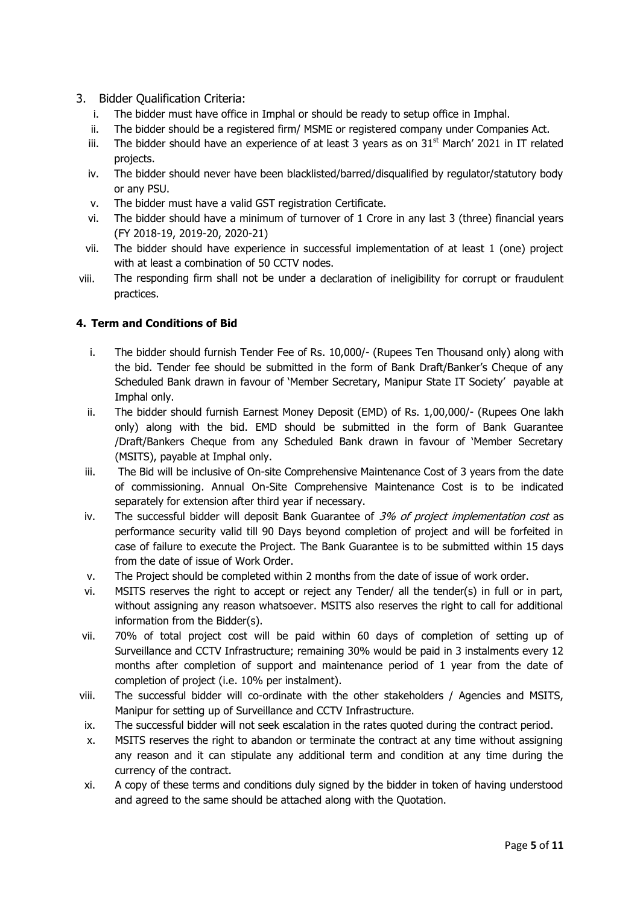3. Bidder Qualification Criteria:

   i. The bidder must have office in Imphal or should be ready to setup office in Imphal.

   ii. The bidder should be a registered firm/ MSME or registered company under Companies Act.

   iii. The bidder should have an experience of at least 3 years as on 31st March' 2021 in IT related projects.

   iv. The bidder should never have been blacklisted/barred/disqualified by regulator/statutory body or any PSU.

   v. The bidder must have a valid GST registration Certificate.

   vi. The bidder should have a minimum of turnover of 1 Crore in any last 3 (three) financial years (FY 2018-19, 2019-20, 2020-21)

   vii. The bidder should have experience in successful implementation of at least 1 (one) project with at least a combination of 50 CCTV nodes.

   viii. The responding firm shall not be under a declaration of ineligibility for corrupt or fraudulent practices.

**4. Term and Conditions of Bid**

   i. The bidder should furnish Tender Fee of Rs. 10,000/- (Rupees Ten Thousand only) along with the bid. Tender fee should be submitted in the form of Bank Draft/Banker's Cheque of any Scheduled Bank drawn in favour of 'Member Secretary, Manipur State IT Society' payable at Imphal only.

   ii. The bidder should furnish Earnest Money Deposit (EMD) of Rs. 1,00,000/- (Rupees One lakh only) along with the bid. EMD should be submitted in the form of Bank Guarantee /Draft/Bankers Cheque from any Scheduled Bank drawn in favour of 'Member Secretary (MSITS), payable at Imphal only.

   iii. The Bid will be inclusive of On-site Comprehensive Maintenance Cost of 3 years from the date of commissioning. Annual On-Site Comprehensive Maintenance Cost is to be indicated separately for extension after third year if necessary.

   iv. The successful bidder will deposit Bank Guarantee of *3% of project implementation cost* as performance security valid till 90 Days beyond completion of project and will be forfeited in case of failure to execute the Project. The Bank Guarantee is to be submitted within 15 days from the date of issue of Work Order.

   v. The Project should be completed within 2 months from the date of issue of work order.

   vi. MSITS reserves the right to accept or reject any Tender/ all the tender(s) in full or in part, without assigning any reason whatsoever. MSITS also reserves the right to call for additional information from the Bidder(s).

   vii. 70% of total project cost will be paid within 60 days of completion of setting up of Surveillance and CCTV Infrastructure; remaining 30% would be paid in 3 instalments every 12 months after completion of support and maintenance period of 1 year from the date of completion of project (i.e. 10% per instalment).

   viii. The successful bidder will co-ordinate with the other stakeholders / Agencies and MSITS, Manipur for setting up of Surveillance and CCTV Infrastructure.

   ix. The successful bidder will not seek escalation in the rates quoted during the contract period.

   x. MSITS reserves the right to abandon or terminate the contract at any time without assigning any reason and it can stipulate any additional term and condition at any time during the currency of the contract.

   xi. A copy of these terms and conditions duly signed by the bidder in token of having understood and agreed to the same should be attached along with the Quotation.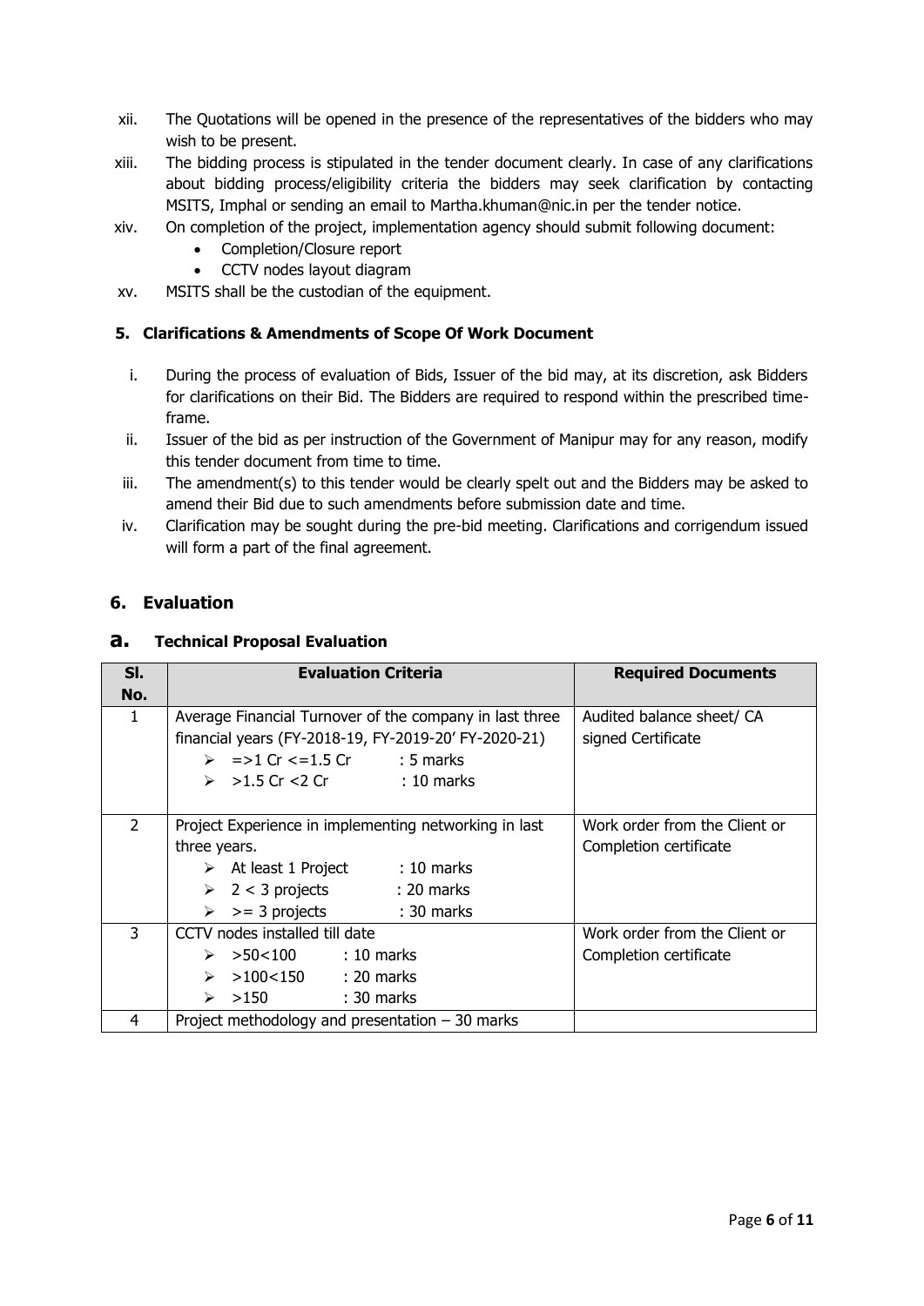xii. The Quotations will be opened in the presence of the representatives of the bidders who may wish to be present.

xiii. The bidding process is stipulated in the tender document clearly. In case of any clarifications about bidding process/eligibility criteria the bidders may seek clarification by contacting MSITS, Imphal or sending an email to Martha.khuman@nic.in per the tender notice.

xiv. On completion of the project, implementation agency should submit following document:
- Completion/Closure report
- CCTV nodes layout diagram

xv. MSITS shall be the custodian of the equipment.

### 5. Clarifications & Amendments of Scope Of Work Document

i. During the process of evaluation of Bids, Issuer of the bid may, at its discretion, ask Bidders for clarifications on their Bid. The Bidders are required to respond within the prescribed time-frame.

ii. Issuer of the bid as per instruction of the Government of Manipur may for any reason, modify this tender document from time to time.

iii. The amendment(s) to this tender would be clearly spelt out and the Bidders may be asked to amend their Bid due to such amendments before submission date and time.

iv. Clarification may be sought during the pre-bid meeting. Clarifications and corrigendum issued will form a part of the final agreement.

## 6. Evaluation

### a. Technical Proposal Evaluation

| Sl. No. | Evaluation Criteria | Required Documents |
|---|---|---|
| 1 | Average Financial Turnover of the company in last three financial years (FY-2018-19, FY-2019-20' FY-2020-21)<br>➢ =>1 Cr <=1.5 Cr : 5 marks<br>➢ >1.5 Cr <2 Cr : 10 marks | Audited balance sheet/ CA signed Certificate |
| 2 | Project Experience in implementing networking in last three years.<br>➢ At least 1 Project : 10 marks<br>➢ 2 < 3 projects : 20 marks<br>➢ >= 3 projects : 30 marks | Work order from the Client or Completion certificate |
| 3 | CCTV nodes installed till date<br>➢ >50<100 : 10 marks<br>➢ >100<150 : 20 marks<br>➢ >150 : 30 marks | Work order from the Client or Completion certificate |
| 4 | Project methodology and presentation – 30 marks | |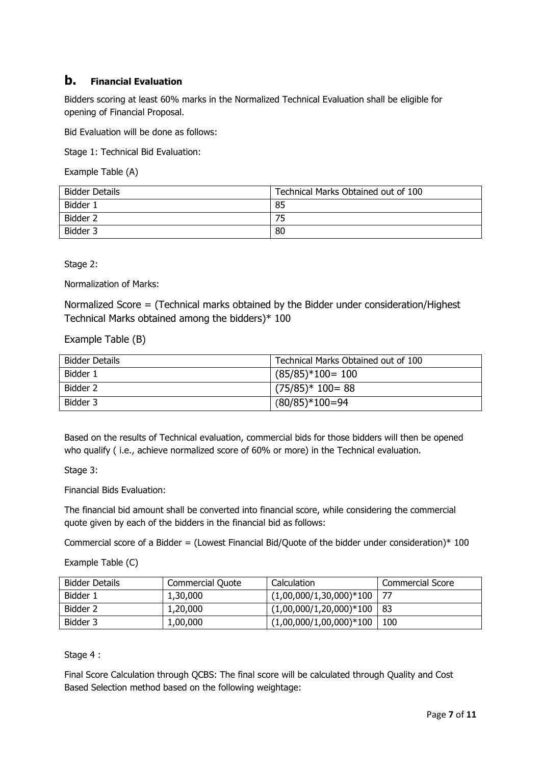## b. Financial Evaluation

Bidders scoring at least 60% marks in the Normalized Technical Evaluation shall be eligible for opening of Financial Proposal.

Bid Evaluation will be done as follows:

Stage 1: Technical Bid Evaluation:

Example Table (A)

| Bidder Details | Technical Marks Obtained out of 100 |
|---|---|
| Bidder 1 | 85 |
| Bidder 2 | 75 |
| Bidder 3 | 80 |

Stage 2:

Normalization of Marks:

Normalized Score = (Technical marks obtained by the Bidder under consideration/Highest Technical Marks obtained among the bidders)* 100

Example Table (B)

| Bidder Details | Technical Marks Obtained out of 100 |
|---|---|
| Bidder 1 | (85/85)*100= 100 |
| Bidder 2 | (75/85)* 100= 88 |
| Bidder 3 | (80/85)*100=94 |

Based on the results of Technical evaluation, commercial bids for those bidders will then be opened who qualify ( i.e., achieve normalized score of 60% or more) in the Technical evaluation.

Stage 3:

Financial Bids Evaluation:

The financial bid amount shall be converted into financial score, while considering the commercial quote given by each of the bidders in the financial bid as follows:

Commercial score of a Bidder = (Lowest Financial Bid/Quote of the bidder under consideration)* 100

Example Table (C)

| Bidder Details | Commercial Quote | Calculation | Commercial Score |
|---|---|---|---|
| Bidder 1 | 1,30,000 | (1,00,000/1,30,000)*100 | 77 |
| Bidder 2 | 1,20,000 | (1,00,000/1,20,000)*100 | 83 |
| Bidder 3 | 1,00,000 | (1,00,000/1,00,000)*100 | 100 |

Stage 4 :

Final Score Calculation through QCBS: The final score will be calculated through Quality and Cost Based Selection method based on the following weightage: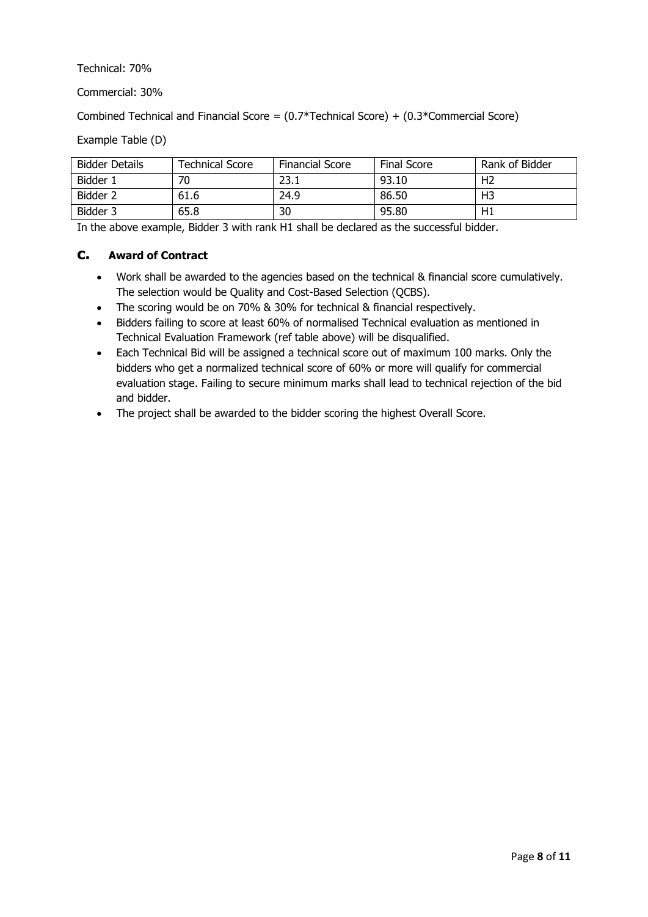Technical: 70%

Commercial: 30%

Combined Technical and Financial Score = (0.7*Technical Score) + (0.3*Commercial Score)

Example Table (D)

| Bidder Details | Technical Score | Financial Score | Final Score | Rank of Bidder |
|---|---|---|---|---|
| Bidder 1 | 70 | 23.1 | 93.10 | H2 |
| Bidder 2 | 61.6 | 24.9 | 86.50 | H3 |
| Bidder 3 | 65.8 | 30 | 95.80 | H1 |

In the above example, Bidder 3 with rank H1 shall be declared as the successful bidder.

## C. Award of Contract

- Work shall be awarded to the agencies based on the technical & financial score cumulatively. The selection would be Quality and Cost-Based Selection (QCBS).
- The scoring would be on 70% & 30% for technical & financial respectively.
- Bidders failing to score at least 60% of normalised Technical evaluation as mentioned in Technical Evaluation Framework (ref table above) will be disqualified.
- Each Technical Bid will be assigned a technical score out of maximum 100 marks. Only the bidders who get a normalized technical score of 60% or more will qualify for commercial evaluation stage. Failing to secure minimum marks shall lead to technical rejection of the bid and bidder.
- The project shall be awarded to the bidder scoring the highest Overall Score.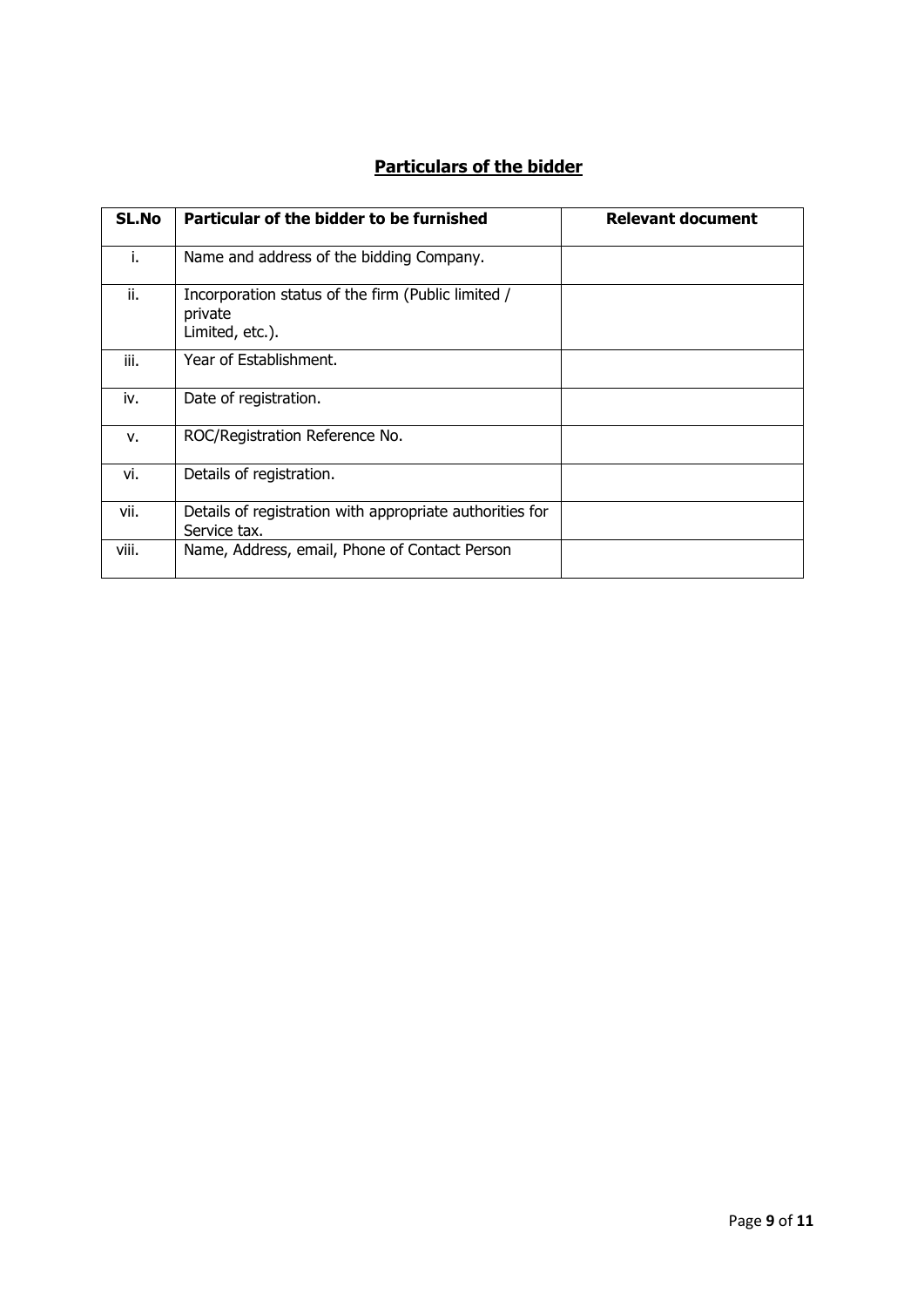## Particulars of the bidder

| SL.No | Particular of the bidder to be furnished | Relevant document |
| --- | --- | --- |
| i. | Name and address of the bidding Company. | |
| ii. | Incorporation status of the firm (Public limited / private Limited, etc.). | |
| iii. | Year of Establishment. | |
| iv. | Date of registration. | |
| v. | ROC/Registration Reference No. | |
| vi. | Details of registration. | |
| vii. | Details of registration with appropriate authorities for Service tax. | |
| viii. | Name, Address, email, Phone of Contact Person | |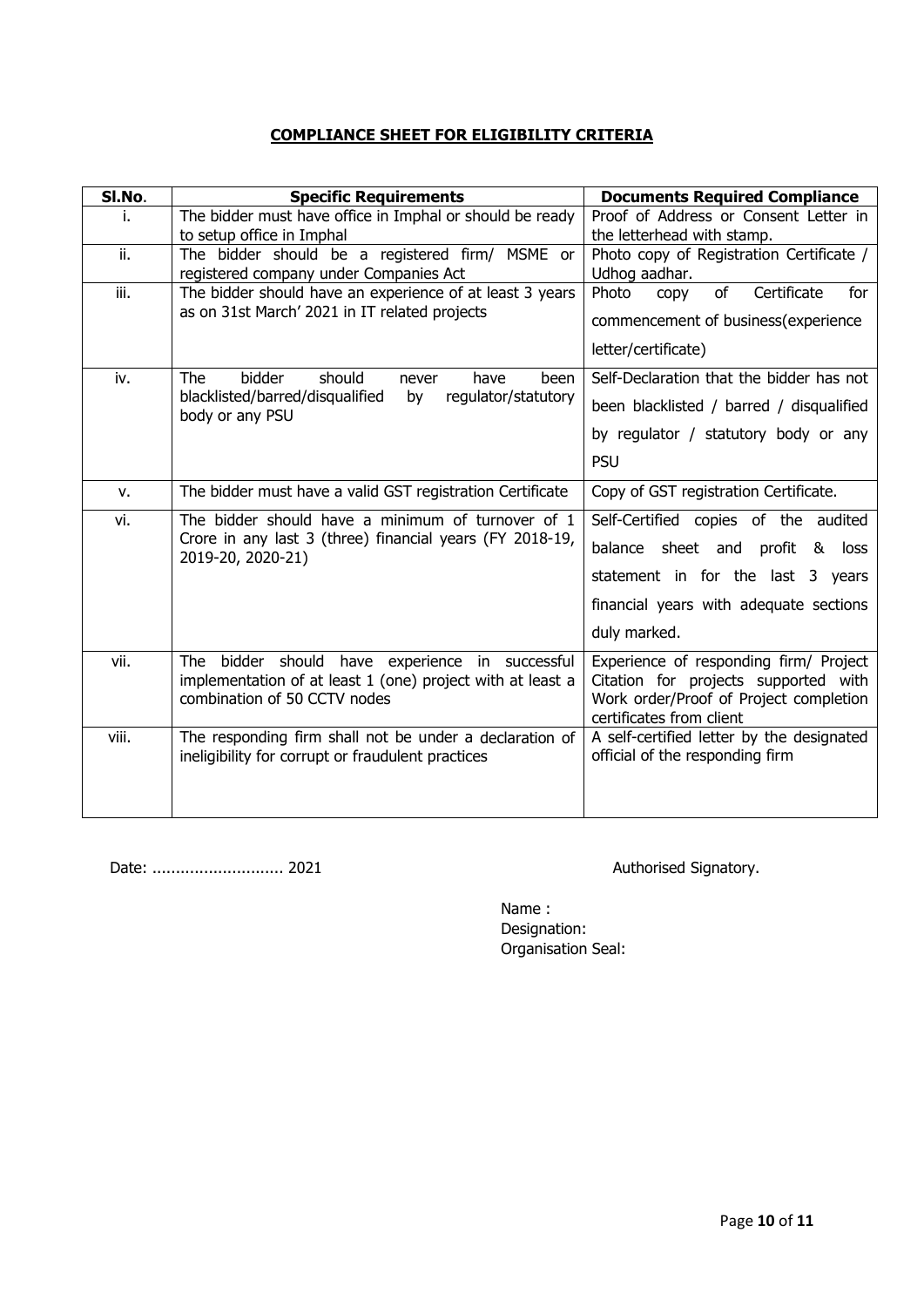## COMPLIANCE SHEET FOR ELIGIBILITY CRITERIA

| Sl.No. | Specific Requirements | Documents Required Compliance |
|---|---|---|
| i. | The bidder must have office in Imphal or should be ready to setup office in Imphal | Proof of Address or Consent Letter in the letterhead with stamp. |
| ii. | The bidder should be a registered firm/ MSME or registered company under Companies Act | Photo copy of Registration Certificate / Udhog aadhar. |
| iii. | The bidder should have an experience of at least 3 years as on 31st March' 2021 in IT related projects | Photo copy of Certificate for commencement of business(experience letter/certificate) |
| iv. | The bidder should never have been blacklisted/barred/disqualified by regulator/statutory body or any PSU | Self-Declaration that the bidder has not been blacklisted / barred / disqualified by regulator / statutory body or any PSU |
| v. | The bidder must have a valid GST registration Certificate | Copy of GST registration Certificate. |
| vi. | The bidder should have a minimum of turnover of 1 Crore in any last 3 (three) financial years (FY 2018-19, 2019-20, 2020-21) | Self-Certified copies of the audited balance sheet and profit & loss statement in for the last 3 years financial years with adequate sections duly marked. |
| vii. | The bidder should have experience in successful implementation of at least 1 (one) project with at least a combination of 50 CCTV nodes | Experience of responding firm/ Project Citation for projects supported with Work order/Proof of Project completion certificates from client |
| viii. | The responding firm shall not be under a declaration of ineligibility for corrupt or fraudulent practices | A self-certified letter by the designated official of the responding firm |

Date: ............................ 2021

Authorised Signatory.

Name :

Designation:

Organisation Seal: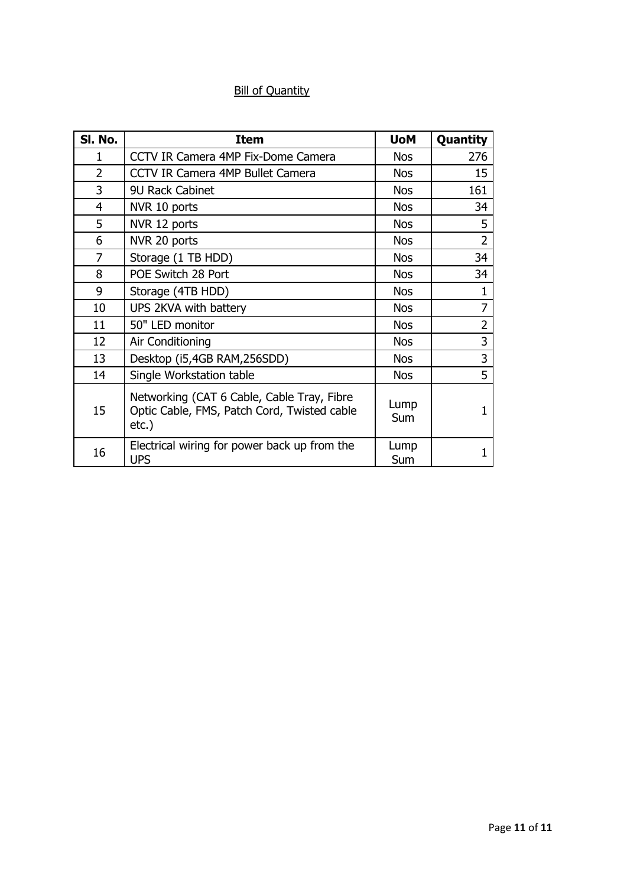Bill of Quantity

| Sl. No. | Item | UoM | Quantity |
|---|---|---|---|
| 1 | CCTV IR Camera 4MP Fix-Dome Camera | Nos | 276 |
| 2 | CCTV IR Camera 4MP Bullet Camera | Nos | 15 |
| 3 | 9U Rack Cabinet | Nos | 161 |
| 4 | NVR 10 ports | Nos | 34 |
| 5 | NVR 12 ports | Nos | 5 |
| 6 | NVR 20 ports | Nos | 2 |
| 7 | Storage (1 TB HDD) | Nos | 34 |
| 8 | POE Switch 28 Port | Nos | 34 |
| 9 | Storage (4TB HDD) | Nos | 1 |
| 10 | UPS 2KVA with battery | Nos | 7 |
| 11 | 50" LED monitor | Nos | 2 |
| 12 | Air Conditioning | Nos | 3 |
| 13 | Desktop (i5,4GB RAM,256SDD) | Nos | 3 |
| 14 | Single Workstation table | Nos | 5 |
| 15 | Networking (CAT 6 Cable, Cable Tray, Fibre Optic Cable, FMS, Patch Cord, Twisted cable etc.) | Lump Sum | 1 |
| 16 | Electrical wiring for power back up from the UPS | Lump Sum | 1 |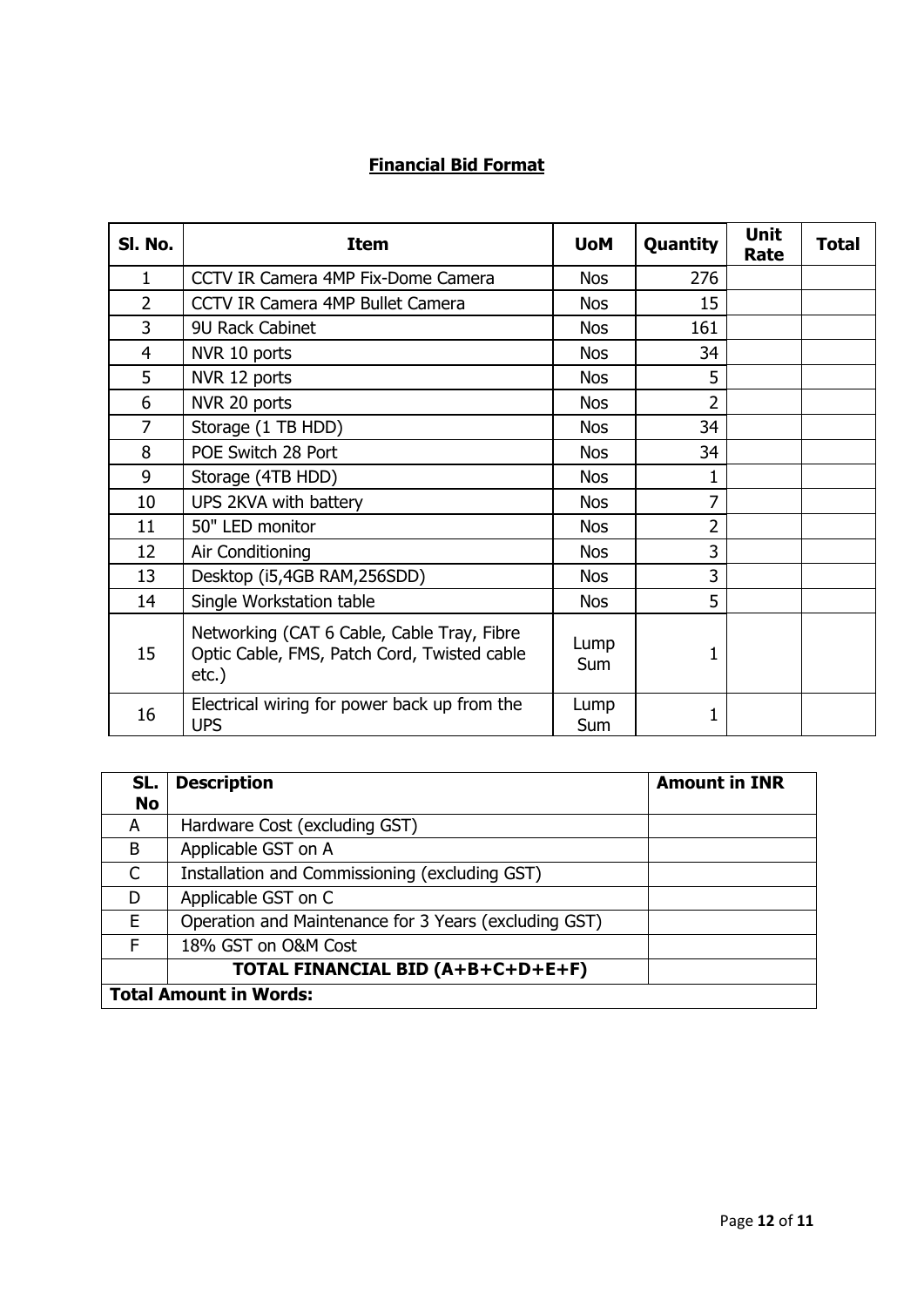**Financial Bid Format**

| Sl. No. | Item | UoM | Quantity | Unit Rate | Total |
|---|---|---|---|---|---|
| 1 | CCTV IR Camera 4MP Fix-Dome Camera | Nos | 276 | | |
| 2 | CCTV IR Camera 4MP Bullet Camera | Nos | 15 | | |
| 3 | 9U Rack Cabinet | Nos | 161 | | |
| 4 | NVR 10 ports | Nos | 34 | | |
| 5 | NVR 12 ports | Nos | 5 | | |
| 6 | NVR 20 ports | Nos | 2 | | |
| 7 | Storage (1 TB HDD) | Nos | 34 | | |
| 8 | POE Switch 28 Port | Nos | 34 | | |
| 9 | Storage (4TB HDD) | Nos | 1 | | |
| 10 | UPS 2KVA with battery | Nos | 7 | | |
| 11 | 50" LED monitor | Nos | 2 | | |
| 12 | Air Conditioning | Nos | 3 | | |
| 13 | Desktop (i5,4GB RAM,256SDD) | Nos | 3 | | |
| 14 | Single Workstation table | Nos | 5 | | |
| 15 | Networking (CAT 6 Cable, Cable Tray, Fibre Optic Cable, FMS, Patch Cord, Twisted cable etc.) | Lump Sum | 1 | | |
| 16 | Electrical wiring for power back up from the UPS | Lump Sum | 1 | | |

| SL. No | Description | Amount in INR |
|---|---|---|
| A | Hardware Cost (excluding GST) | |
| B | Applicable GST on A | |
| C | Installation and Commissioning (excluding GST) | |
| D | Applicable GST on C | |
| E | Operation and Maintenance for 3 Years (excluding GST) | |
| F | 18% GST on O&M Cost | |
| | **TOTAL FINANCIAL BID (A+B+C+D+E+F)** | |
| **Total Amount in Words:** | | |